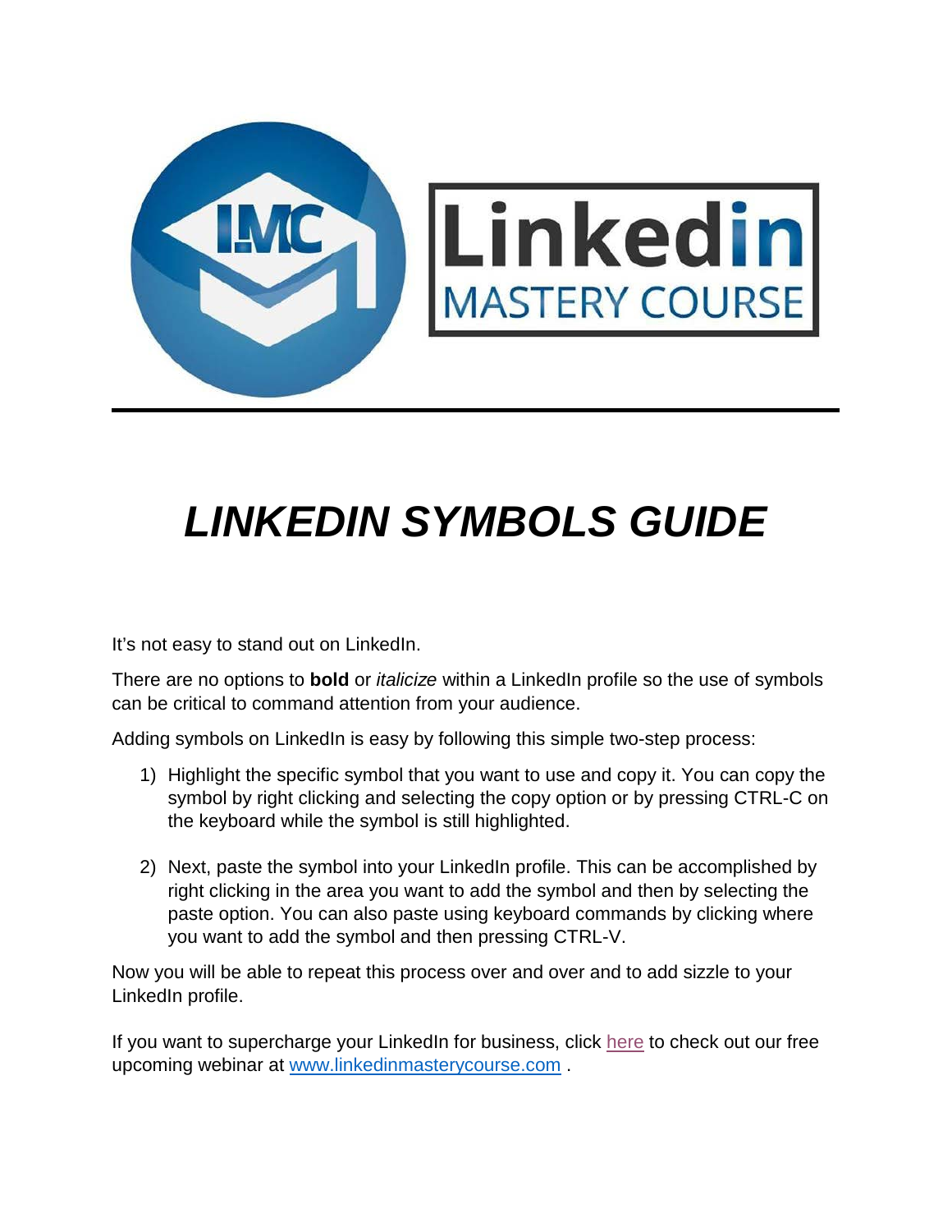# *LINKEDIN SYMBOLS GUIDE*

It's not easy to stand out on LinkedIn.

There are no options to **bold** or *italicize* within a LinkedIn profile so the use of symbols can be critical to command attention from your audience.

Adding symbols on LinkedIn is easy by following this simple two-step process:

1) Highlight the specific symbol that you want to use and copy it. You can copy the symbol by right clicking and selecting the copy option or by pressing CTRL-C on the keyboard while the symbol is still highlighted.

2) Next, paste the symbol into your LinkedIn profile. This can be accomplished by right clicking in the area you want to add the symbol and then by selecting the paste option. You can also paste using keyboard commands by clicking where you want to add the symbol and then pressing CTRL-V.

Now you will be able to repeat this process over and over and to add sizzle to your LinkedIn profile.

If you want to supercharge your LinkedIn for business, click here to check out our free upcoming webinar at www.linkedinmasterycourse.com .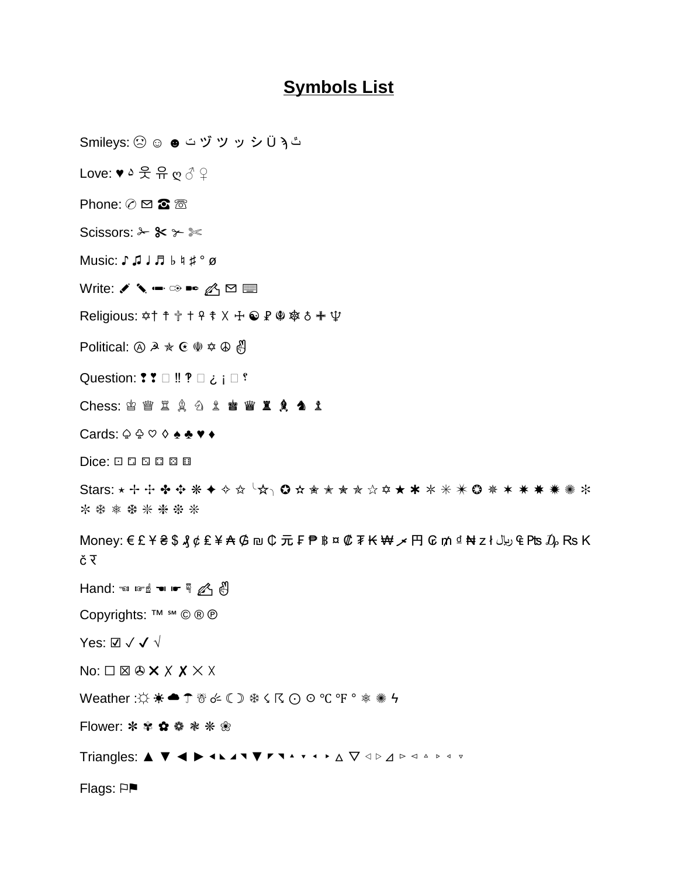# Symbols List

Smileys: ☹ ☺ ☻ ت ヅ ツ ッ シ Ü ϡ ﭢ

Love: ♥ ۵ 웃 유 ღ ♂ ♀

Phone: ✆ ✉ ☎ ☏

Scissors: ✁ ✂ ✃ ✄

Music: ♪ ♫ ♩ ♬ ♭ ♮ ♯ ° ø

Write: ✐ ✎ ✏ ✑ ✒ ✍ ✉ ⌨

Religious: ✡† ☨ ✞ ✝ ☥ ☦ ☓ ☩ ☯ ☧ ☬ ☸ ♁ ✙ Ψ

Political: Ⓐ ☭ ✯ ☪ ☫ ✡ ☮ ✌

Question: ❢ ❣ ⁇ ‼ ‽ ⁈ ¿ ¡ ⁉ ˀ

Chess: ♔ ♕ ♖ ♗ ♘ ♙ ♚ ♛ ♜ ♝ ♞ ♟

Cards: ♤ ♧ ♡ ◊ ♠ ♣ ♥ ♦

Dice: ⚀ ⚁ ⚂ ⚃ ⚄ ⚅

Stars: ⋆ ✢ ✣ ✤ ✥ ❋ ✦ ✧ ✩ ╰☆╮ ✪ ✫ ✬ ✭ ✮ ✯ ☆ ✡ ★ ✱ ✲ ✳ ✴ ❂ ✵ ✶ ✷ ✸ ✹ ✺ ✻ ✼ ❄ ❅ ❆ ❇ ❈ ❉ ❊

Money: € £ ¥ ₴ $ ₰ ¢ ₤ ¥ ₳ ₲ ₪ ₵ 元 ₣ ₱ ฿ ¤ ₡ ₮ ₭ ₩ ﷼ 円 ₢ ₥ ₫ ₦ zł ﷼ ₠ ₧ ₯ ₨ Kč र

Hand: ☜ ☞☝ ☚ ☛ ☟ ✍ ✌

Copyrights: ™ ℠ © ® ℗

Yes: ☑ ✓ ✔ √

No: ☐ ☒ ✇ ✖ ✗ ✘ ✕ ☓

Weather :☼ ☀ ☁ ☂ ☃ ☄ ☾ ☽ ❄ ☇ ☈ ⊙ ☉ ℃ ℉ ° ❅ ✺ ϟ

Flower: ✻ ✾ ✿ ❁ ❃ ❋ ❀

Triangles: ▲ ▼ ◀ ▶ ◂ ◣ ◢ ◥ ▼ ◤ ◥ ▴ ▾ ◂ ▸ △ ▽ ◁ ▷ ⊿ ▻ ◅ ▵ ▹ ◃ ▿

Flags: ⚐⚑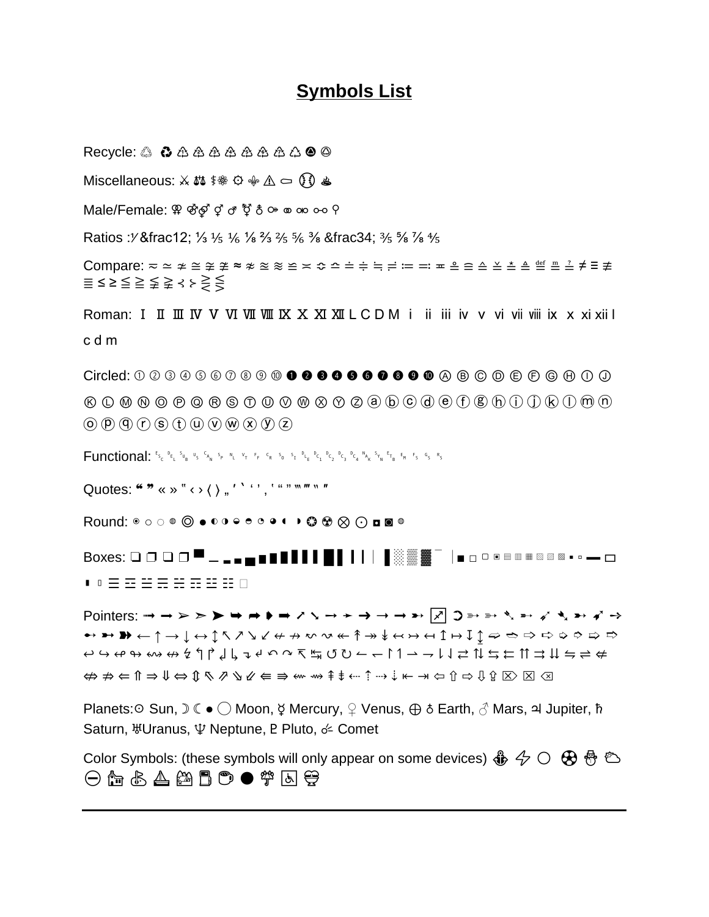# **Symbols List**

Recycle: ♲ ♻ ♳ ♴ ♵ ♶ ♷ ♸ ♹ ♺ ♼ ♽

Miscellaneous: ⚔ ⚖ ⚕ ⚛ ⚙ ⚜ ⚠ ⚩ ⚾ ♨

Male/Female: ⚢ ⚣ ⚤ ⚥ ⚦ ⚧ ⚨ ⚩ ⚭ ⚮ ⚯ ♀

Ratios :⅟ &frac12; ⅓ ⅕ ⅙ ⅛ ⅔ ⅖ ⅚ ⅜ &frac34; ⅗ ⅝ ⅞ ⅘

Compare: ≂ ≃ ≄ ≅ ≆ ≇ ≈ ≉ ≊ ≋ ≌ ≍ ≎ ≏ ≐ ≑ ≒ ≓ ≔ ≕ ≖ ≗ ≘ ≙ ≚ ≛ ≜ ≝ ≞ ≟ ≠ ≡ ≢ ≣ ≤ ≥ ≦ ≧ ≨ ≩ ≺ ≻ ⋧ ⋦

Roman: Ⅰ Ⅱ Ⅲ Ⅳ Ⅴ Ⅵ Ⅶ Ⅷ Ⅸ Ⅹ Ⅺ Ⅻ Ⅼ Ⅽ Ⅾ Ⅿ ⅰ ⅱ ⅲ ⅳ ⅴ ⅵ ⅶ ⅷ ⅸ ⅹ ⅺ ⅻ ⅼ ⅽ ⅾ ⅿ

Circled: ① ② ③ ④ ⑤ ⑥ ⑦ ⑧ ⑨ ⑩ ❶ ❷ ❸ ❹ ❺ ❻ ❼ ❽ ❾ ❿ Ⓐ Ⓑ Ⓒ Ⓓ Ⓔ Ⓕ Ⓖ Ⓗ Ⓘ Ⓙ Ⓚ Ⓛ Ⓜ Ⓝ Ⓞ Ⓟ Ⓠ Ⓡ Ⓢ Ⓣ Ⓤ Ⓥ Ⓦ Ⓧ Ⓨ Ⓩ ⓐ ⓑ ⓒ ⓓ ⓔ ⓕ ⓖ ⓗ ⓘ ⓙ ⓚ ⓛ ⓜ ⓝ ⓞ ⓟ ⓠ ⓡ ⓢ ⓣ ⓤ ⓥ ⓦ ⓧ ⓨ ⓩ

Functional: ␛ ␡ ␚ ␕ ␘ ␠ ␤ ␉ ␌ ␍ ␎ ␏ ␐ ␑ ␒ ␓ ␔ ␅ ␖ ␗ ␙ ␜ ␝ ␞ ␟

Quotes: ❝ ❞ « » ‟ ‹ › 〈 〉 „ ‚ ‵ ‘ ’ ‛ “ ” ‴ ‷ 〃 ″

Round: ⊙ ○ ◌ ◍ ◎ ● ◐ ◑ ◒ ◓ ◔ ◕ ◖ ◗ ❂ ☢ ⊗ ⊙ ◘ ◙ ◍

Boxes: ❏ ❐ ❑ ❒ ▀ ▁ ▂ ▃ ▄ ▅ ▆ ▇ ▉ ▊ ▋ █ ▌ ▍ ▎ ▏ ▐ ░ ▒ ▓ ▔ ▕ ■ □ ▢ ▣ ▤ ▥ ▦ ▧ ▨ ▩ ▪ ▫ ▬ ▭ ▮ ▯ ☰ ☲ ☱ ☴ ☵ ☶ ☳ ☷ ▯

Pointers: ➙ ➛ ➢ ➣ ➤ ➥ ➦ ➧ ➨ ➚ ➘ ➝ ➞ ➟ ➠ ➡ ➣ ➚ ➲ ➳ ➵ ➸ ➻ ➺ ➹ ➷ ➶ ➴ ➬ ➾ ➭ ➮ ➯ ← ↑ → ↓ ↔ ↕ ↖ ↗ ↘ ↙ ↚ ↛ ↜ ↝ ↞ ↟ ↠ ↡ ↢ ↣ ↤ ↥ ↦ ↧ ↨ ⇏ ⇍ ⇨ ⇨ ⇨ ⇨ ⇨ ⇨ ↩ ↪ ↫ ↬ ↭ ↮ ↯ ↰ ↱ ↲ ↳ ↴ ↵ ↶ ↷ ↸ ↹ ↺ ↻ ↼ ↽ ↾ ↿ ⇀ ⇁ ⇂ ⇃ ⇄ ⇅ ⇆ ⇇ ⇈ ⇉ ⇊ ⇋ ⇌ ⇍ ⇎ ⇏ ⇐ ⇑ ⇒ ⇓ ⇔ ⇕ ⇖ ⇗ ⇘ ⇙ ⇚ ⇛ ⇜ ⇝ ⇞ ⇟ ⇠ ⇡ ⇢ ⇣ ⇤ ⇥ ⇦ ⇧ ⇨ ⇩ ⇪ ⌦ ⌧ ⌫

Planets:☉ Sun, ☽ ☾ ● ◯ Moon, ☿ Mercury, ♀ Venus, ⊕ ♁ Earth, ♂ Mars, ♃ Jupiter, ♄ Saturn, ♅Uranus, ♆ Neptune, ♇ Pluto, ☄ Comet

Color Symbols: (these symbols will only appear on some devices) ⚓ ⚡ ⚪ ⚽ ⛄ ⛅ ⛔ ⛪ ⛳ ⛵ ⛺ ⛽ ☕ ⚫ ⚘ ♿ ⛑